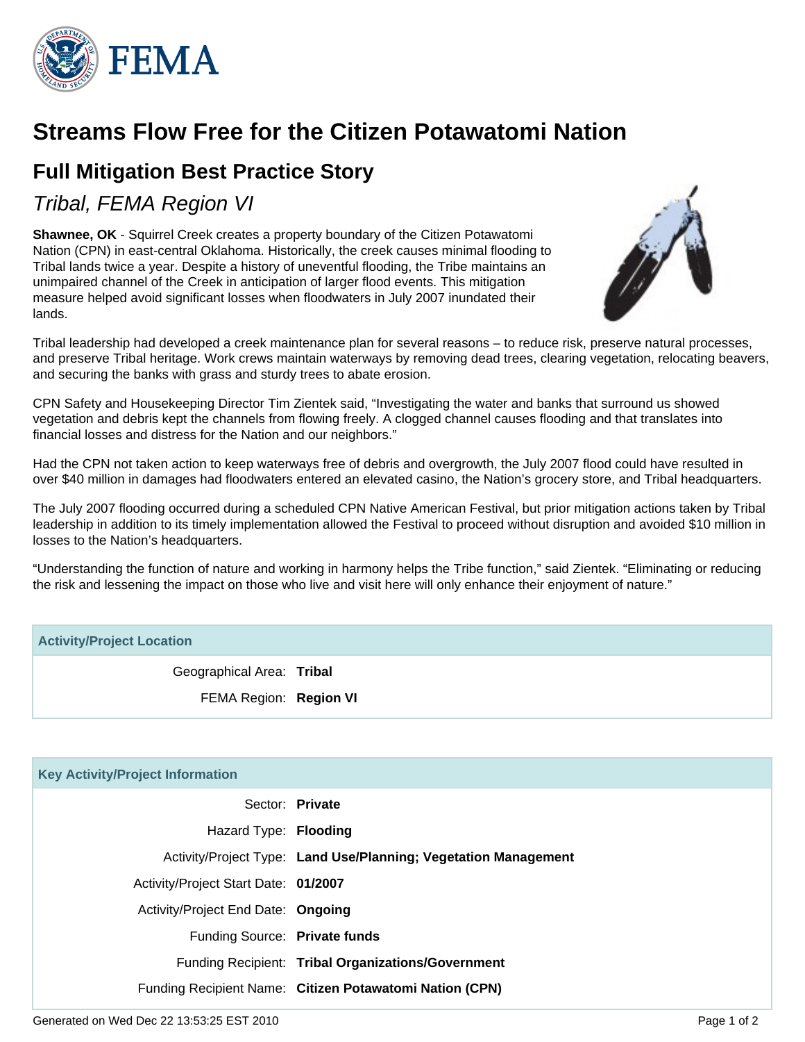# Streams Flow Free for the Citizen Potawatomi Nation

## Full Mitigation Best Practice Story

*Tribal, FEMA Region VI*

**Shawnee, OK** - Squirrel Creek creates a property boundary of the Citizen Potawatomi Nation (CPN) in east-central Oklahoma. Historically, the creek causes minimal flooding to Tribal lands twice a year. Despite a history of uneventful flooding, the Tribe maintains an unimpaired channel of the Creek in anticipation of larger flood events. This mitigation measure helped avoid significant losses when floodwaters in July 2007 inundated their lands.

Tribal leadership had developed a creek maintenance plan for several reasons – to reduce risk, preserve natural processes, and preserve Tribal heritage. Work crews maintain waterways by removing dead trees, clearing vegetation, relocating beavers, and securing the banks with grass and sturdy trees to abate erosion.

CPN Safety and Housekeeping Director Tim Zientek said, “Investigating the water and banks that surround us showed vegetation and debris kept the channels from flowing freely. A clogged channel causes flooding and that translates into financial losses and distress for the Nation and our neighbors.”

Had the CPN not taken action to keep waterways free of debris and overgrowth, the July 2007 flood could have resulted in over $40 million in damages had floodwaters entered an elevated casino, the Nation’s grocery store, and Tribal headquarters.

The July 2007 flooding occurred during a scheduled CPN Native American Festival, but prior mitigation actions taken by Tribal leadership in addition to its timely implementation allowed the Festival to proceed without disruption and avoided $10 million in losses to the Nation’s headquarters.

“Understanding the function of nature and working in harmony helps the Tribe function,” said Zientek. “Eliminating or reducing the risk and lessening the impact on those who live and visit here will only enhance their enjoyment of nature.”

| Activity/Project Location | |
|---|---|
| Geographical Area: | **Tribal** |
| FEMA Region: | **Region VI** |

| Key Activity/Project Information | |
|---|---|
| Sector: | **Private** |
| Hazard Type: | **Flooding** |
| Activity/Project Type: | **Land Use/Planning; Vegetation Management** |
| Activity/Project Start Date: | **01/2007** |
| Activity/Project End Date: | **Ongoing** |
| Funding Source: | **Private funds** |
| Funding Recipient: | **Tribal Organizations/Government** |
| Funding Recipient Name: | **Citizen Potawatomi Nation (CPN)** |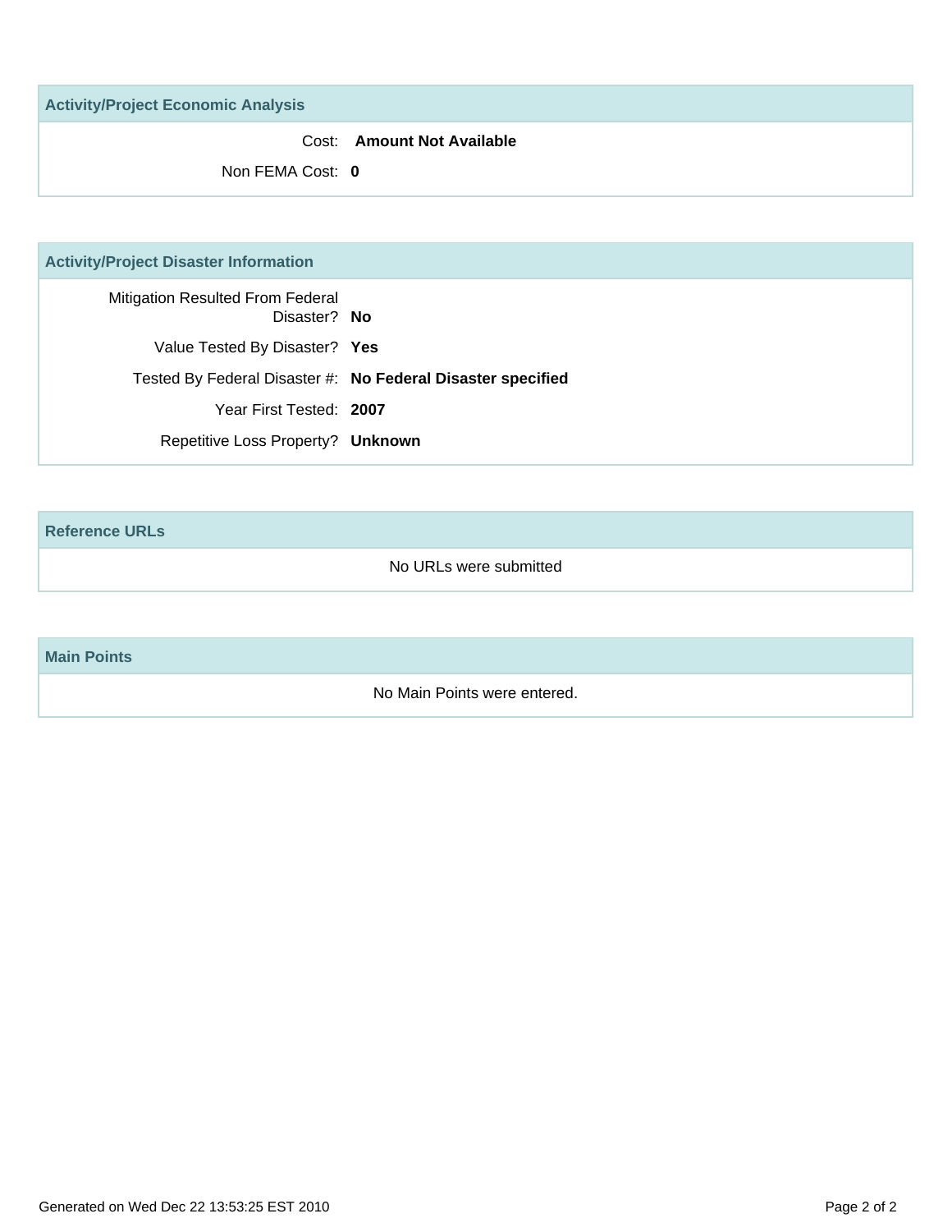## Activity/Project Economic Analysis

Cost: **Amount Not Available**

Non FEMA Cost: **0**

## Activity/Project Disaster Information

Mitigation Resulted From Federal Disaster? **No**

Value Tested By Disaster? **Yes**

Tested By Federal Disaster #: **No Federal Disaster specified**

Year First Tested: **2007**

Repetitive Loss Property? **Unknown**

## Reference URLs

No URLs were submitted

## Main Points

No Main Points were entered.